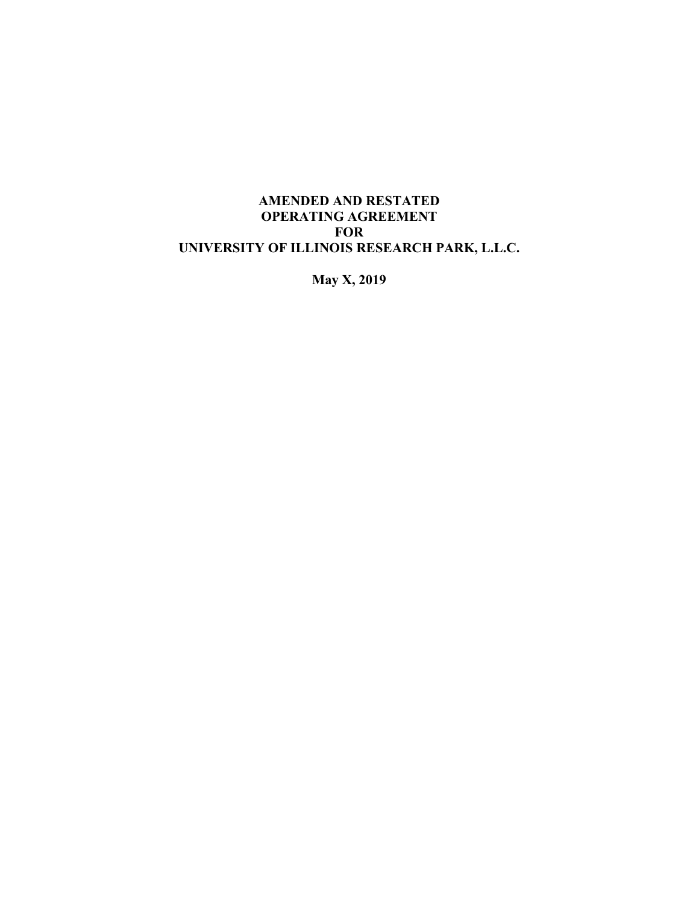# AMENDED AND RESTATED
# OPERATING AGREEMENT
# FOR
# UNIVERSITY OF ILLINOIS RESEARCH PARK, L.L.C.

**May X, 2019**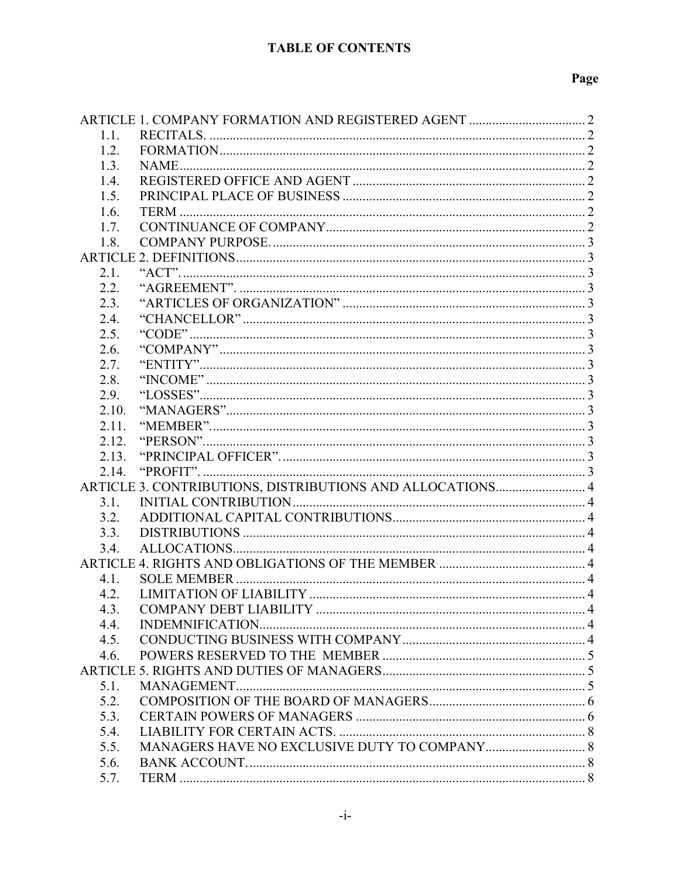# TABLE OF CONTENTS

| | | Page |
|---|---|---|
| ARTICLE 1. COMPANY FORMATION AND REGISTERED AGENT | | 2 |
| 1.1. | RECITALS. | 2 |
| 1.2. | FORMATION | 2 |
| 1.3. | NAME | 2 |
| 1.4. | REGISTERED OFFICE AND AGENT | 2 |
| 1.5. | PRINCIPAL PLACE OF BUSINESS | 2 |
| 1.6. | TERM | 2 |
| 1.7. | CONTINUANCE OF COMPANY | 2 |
| 1.8. | COMPANY PURPOSE. | 3 |
| ARTICLE 2. DEFINITIONS | | 3 |
| 2.1. | "ACT". | 3 |
| 2.2. | "AGREEMENT". | 3 |
| 2.3. | "ARTICLES OF ORGANIZATION" | 3 |
| 2.4. | "CHANCELLOR" | 3 |
| 2.5. | "CODE" | 3 |
| 2.6. | "COMPANY" | 3 |
| 2.7. | "ENTITY" | 3 |
| 2.8. | "INCOME" | 3 |
| 2.9. | "LOSSES" | 3 |
| 2.10. | "MANAGERS" | 3 |
| 2.11. | "MEMBER" | 3 |
| 2.12. | "PERSON" | 3 |
| 2.13. | "PRINCIPAL OFFICER". | 3 |
| 2.14. | "PROFIT". | 3 |
| ARTICLE 3. CONTRIBUTIONS, DISTRIBUTIONS AND ALLOCATIONS | | 4 |
| 3.1. | INITIAL CONTRIBUTION | 4 |
| 3.2. | ADDITIONAL CAPITAL CONTRIBUTIONS | 4 |
| 3.3. | DISTRIBUTIONS | 4 |
| 3.4. | ALLOCATIONS | 4 |
| ARTICLE 4. RIGHTS AND OBLIGATIONS OF THE MEMBER | | 4 |
| 4.1. | SOLE MEMBER | 4 |
| 4.2. | LIMITATION OF LIABILITY | 4 |
| 4.3. | COMPANY DEBT LIABILITY | 4 |
| 4.4. | INDEMNIFICATION | 4 |
| 4.5. | CONDUCTING BUSINESS WITH COMPANY | 4 |
| 4.6. | POWERS RESERVED TO THE MEMBER | 5 |
| ARTICLE 5. RIGHTS AND DUTIES OF MANAGERS | | 5 |
| 5.1. | MANAGEMENT | 5 |
| 5.2. | COMPOSITION OF THE BOARD OF MANAGERS | 6 |
| 5.3. | CERTAIN POWERS OF MANAGERS | 6 |
| 5.4. | LIABILITY FOR CERTAIN ACTS. | 8 |
| 5.5. | MANAGERS HAVE NO EXCLUSIVE DUTY TO COMPANY | 8 |
| 5.6. | BANK ACCOUNT. | 8 |
| 5.7. | TERM | 8 |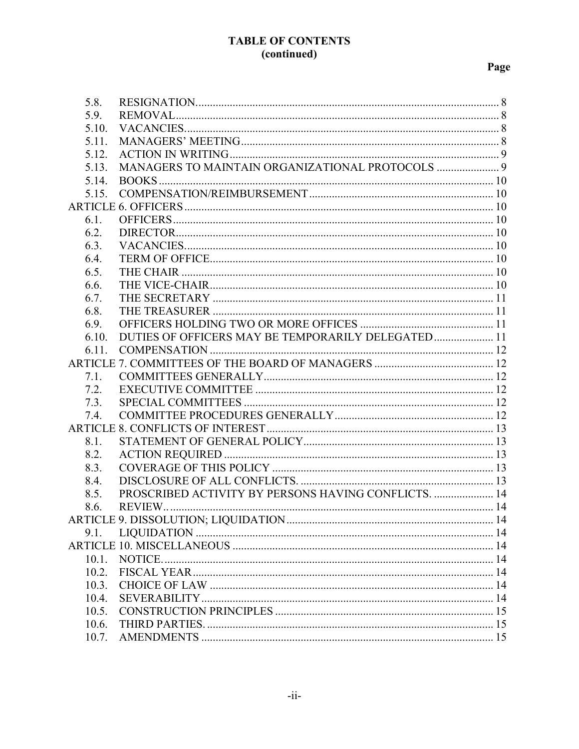# TABLE OF CONTENTS
(continued)

| | | Page |
|---|---|---|
| 5.8. | RESIGNATION | 8 |
| 5.9. | REMOVAL | 8 |
| 5.10. | VACANCIES | 8 |
| 5.11. | MANAGERS' MEETING | 8 |
| 5.12. | ACTION IN WRITING | 9 |
| 5.13. | MANAGERS TO MAINTAIN ORGANIZATIONAL PROTOCOLS | 9 |
| 5.14. | BOOKS | 10 |
| 5.15. | COMPENSATION/REIMBURSEMENT | 10 |
| ARTICLE 6. OFFICERS | | 10 |
| 6.1. | OFFICERS | 10 |
| 6.2. | DIRECTOR | 10 |
| 6.3. | VACANCIES | 10 |
| 6.4. | TERM OF OFFICE | 10 |
| 6.5. | THE CHAIR | 10 |
| 6.6. | THE VICE-CHAIR | 10 |
| 6.7. | THE SECRETARY | 11 |
| 6.8. | THE TREASURER | 11 |
| 6.9. | OFFICERS HOLDING TWO OR MORE OFFICES | 11 |
| 6.10. | DUTIES OF OFFICERS MAY BE TEMPORARILY DELEGATED | 11 |
| 6.11. | COMPENSATION | 12 |
| ARTICLE 7. COMMITTEES OF THE BOARD OF MANAGERS | | 12 |
| 7.1. | COMMITTEES GENERALLY | 12 |
| 7.2. | EXECUTIVE COMMITTEE | 12 |
| 7.3. | SPECIAL COMMITTEES | 12 |
| 7.4. | COMMITTEE PROCEDURES GENERALLY | 12 |
| ARTICLE 8. CONFLICTS OF INTEREST | | 13 |
| 8.1. | STATEMENT OF GENERAL POLICY | 13 |
| 8.2. | ACTION REQUIRED | 13 |
| 8.3. | COVERAGE OF THIS POLICY | 13 |
| 8.4. | DISCLOSURE OF ALL CONFLICTS. | 13 |
| 8.5. | PROSCRIBED ACTIVITY BY PERSONS HAVING CONFLICTS. | 14 |
| 8.6. | REVIEW.. | 14 |
| ARTICLE 9. DISSOLUTION; LIQUIDATION | | 14 |
| 9.1. | LIQUIDATION | 14 |
| ARTICLE 10. MISCELLANEOUS | | 14 |
| 10.1. | NOTICE. | 14 |
| 10.2. | FISCAL YEAR | 14 |
| 10.3. | CHOICE OF LAW | 14 |
| 10.4. | SEVERABILITY | 14 |
| 10.5. | CONSTRUCTION PRINCIPLES | 15 |
| 10.6. | THIRD PARTIES. | 15 |
| 10.7. | AMENDMENTS | 15 |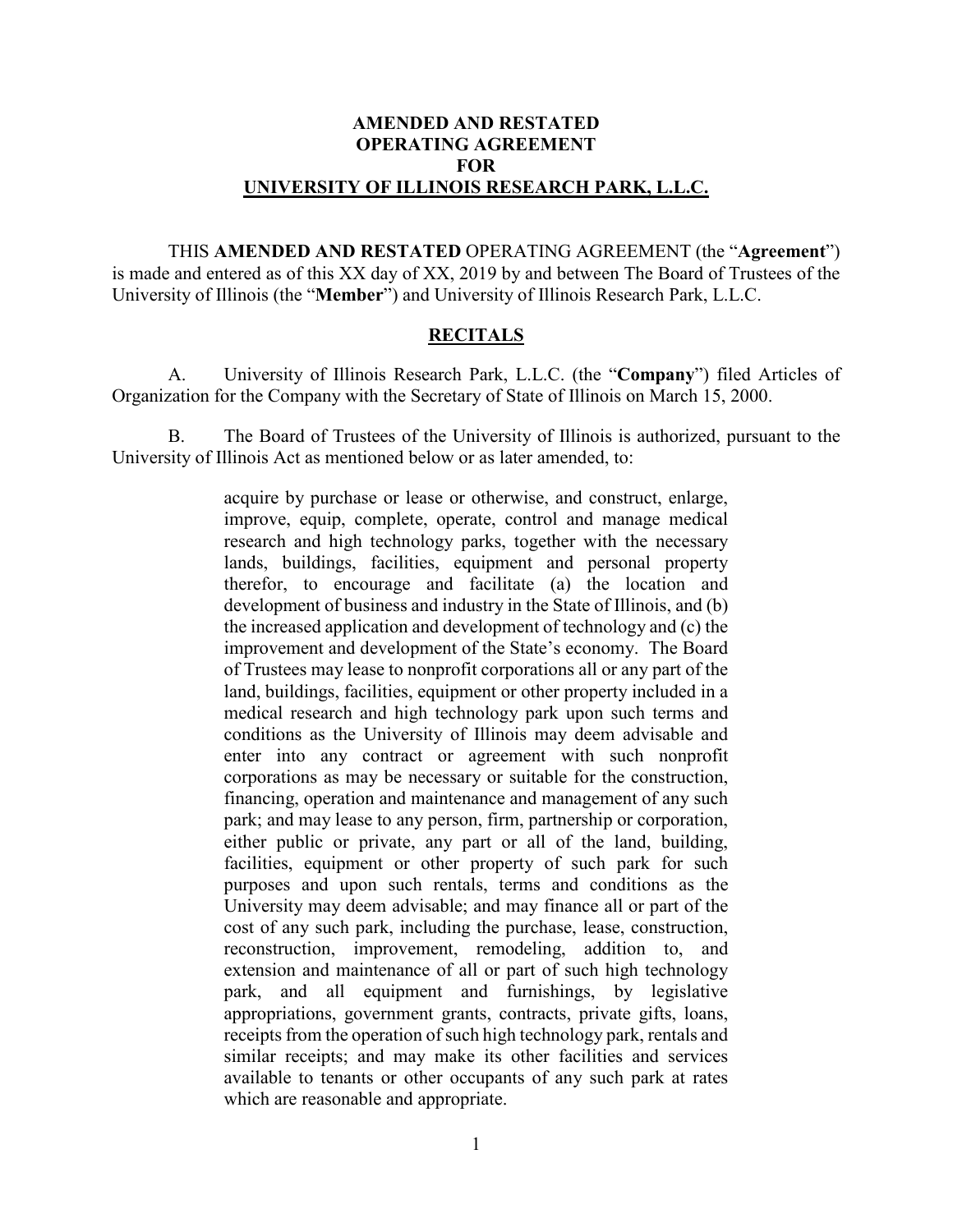**AMENDED AND RESTATED**
**OPERATING AGREEMENT**
**FOR**
**UNIVERSITY OF ILLINOIS RESEARCH PARK, L.L.C.**

THIS **AMENDED AND RESTATED** OPERATING AGREEMENT (the "**Agreement**") is made and entered as of this XX day of XX, 2019 by and between The Board of Trustees of the University of Illinois (the "**Member**") and University of Illinois Research Park, L.L.C.

## RECITALS

A. University of Illinois Research Park, L.L.C. (the "**Company**") filed Articles of Organization for the Company with the Secretary of State of Illinois on March 15, 2000.

B. The Board of Trustees of the University of Illinois is authorized, pursuant to the University of Illinois Act as mentioned below or as later amended, to:

> acquire by purchase or lease or otherwise, and construct, enlarge, improve, equip, complete, operate, control and manage medical research and high technology parks, together with the necessary lands, buildings, facilities, equipment and personal property therefor, to encourage and facilitate (a) the location and development of business and industry in the State of Illinois, and (b) the increased application and development of technology and (c) the improvement and development of the State's economy. The Board of Trustees may lease to nonprofit corporations all or any part of the land, buildings, facilities, equipment or other property included in a medical research and high technology park upon such terms and conditions as the University of Illinois may deem advisable and enter into any contract or agreement with such nonprofit corporations as may be necessary or suitable for the construction, financing, operation and maintenance and management of any such park; and may lease to any person, firm, partnership or corporation, either public or private, any part or all of the land, building, facilities, equipment or other property of such park for such purposes and upon such rentals, terms and conditions as the University may deem advisable; and may finance all or part of the cost of any such park, including the purchase, lease, construction, reconstruction, improvement, remodeling, addition to, and extension and maintenance of all or part of such high technology park, and all equipment and furnishings, by legislative appropriations, government grants, contracts, private gifts, loans, receipts from the operation of such high technology park, rentals and similar receipts; and may make its other facilities and services available to tenants or other occupants of any such park at rates which are reasonable and appropriate.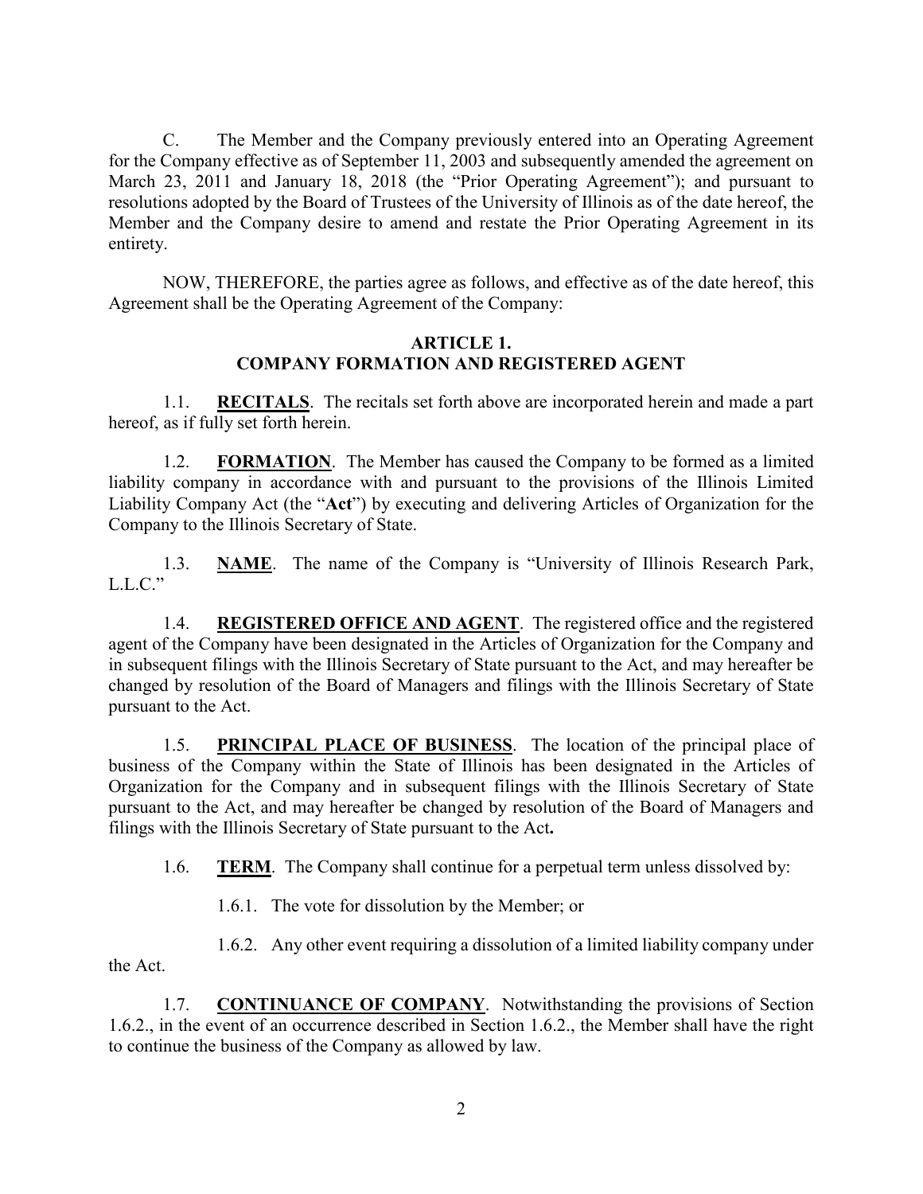C. The Member and the Company previously entered into an Operating Agreement for the Company effective as of September 11, 2003 and subsequently amended the agreement on March 23, 2011 and January 18, 2018 (the "Prior Operating Agreement"); and pursuant to resolutions adopted by the Board of Trustees of the University of Illinois as of the date hereof, the Member and the Company desire to amend and restate the Prior Operating Agreement in its entirety.

NOW, THEREFORE, the parties agree as follows, and effective as of the date hereof, this Agreement shall be the Operating Agreement of the Company:

## ARTICLE 1.
## COMPANY FORMATION AND REGISTERED AGENT

1.1. **RECITALS**. The recitals set forth above are incorporated herein and made a part hereof, as if fully set forth herein.

1.2. **FORMATION**. The Member has caused the Company to be formed as a limited liability company in accordance with and pursuant to the provisions of the Illinois Limited Liability Company Act (the "**Act**") by executing and delivering Articles of Organization for the Company to the Illinois Secretary of State.

1.3. **NAME**. The name of the Company is "University of Illinois Research Park, L.L.C."

1.4. **REGISTERED OFFICE AND AGENT**. The registered office and the registered agent of the Company have been designated in the Articles of Organization for the Company and in subsequent filings with the Illinois Secretary of State pursuant to the Act, and may hereafter be changed by resolution of the Board of Managers and filings with the Illinois Secretary of State pursuant to the Act.

1.5. **PRINCIPAL PLACE OF BUSINESS**. The location of the principal place of business of the Company within the State of Illinois has been designated in the Articles of Organization for the Company and in subsequent filings with the Illinois Secretary of State pursuant to the Act, and may hereafter be changed by resolution of the Board of Managers and filings with the Illinois Secretary of State pursuant to the Act**.**

1.6. **TERM**. The Company shall continue for a perpetual term unless dissolved by:

1.6.1. The vote for dissolution by the Member; or

1.6.2. Any other event requiring a dissolution of a limited liability company under the Act.

1.7. **CONTINUANCE OF COMPANY**. Notwithstanding the provisions of Section 1.6.2., in the event of an occurrence described in Section 1.6.2., the Member shall have the right to continue the business of the Company as allowed by law.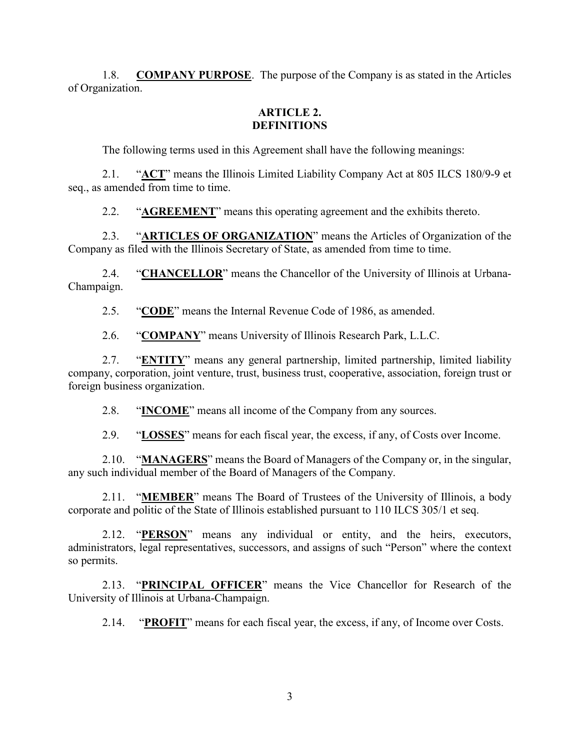1.8. **COMPANY PURPOSE**. The purpose of the Company is as stated in the Articles of Organization.

## ARTICLE 2.
## DEFINITIONS

The following terms used in this Agreement shall have the following meanings:

2.1. "**ACT**" means the Illinois Limited Liability Company Act at 805 ILCS 180/9-9 et seq., as amended from time to time.

2.2. "**AGREEMENT**" means this operating agreement and the exhibits thereto.

2.3. "**ARTICLES OF ORGANIZATION**" means the Articles of Organization of the Company as filed with the Illinois Secretary of State, as amended from time to time.

2.4. "**CHANCELLOR**" means the Chancellor of the University of Illinois at Urbana-Champaign.

2.5. "**CODE**" means the Internal Revenue Code of 1986, as amended.

2.6. "**COMPANY**" means University of Illinois Research Park, L.L.C.

2.7. "**ENTITY**" means any general partnership, limited partnership, limited liability company, corporation, joint venture, trust, business trust, cooperative, association, foreign trust or foreign business organization.

2.8. "**INCOME**" means all income of the Company from any sources.

2.9. "**LOSSES**" means for each fiscal year, the excess, if any, of Costs over Income.

2.10. "**MANAGERS**" means the Board of Managers of the Company or, in the singular, any such individual member of the Board of Managers of the Company.

2.11. "**MEMBER**" means The Board of Trustees of the University of Illinois, a body corporate and politic of the State of Illinois established pursuant to 110 ILCS 305/1 et seq.

2.12. "**PERSON**" means any individual or entity, and the heirs, executors, administrators, legal representatives, successors, and assigns of such "Person" where the context so permits.

2.13. "**PRINCIPAL OFFICER**" means the Vice Chancellor for Research of the University of Illinois at Urbana-Champaign.

2.14. "**PROFIT**" means for each fiscal year, the excess, if any, of Income over Costs.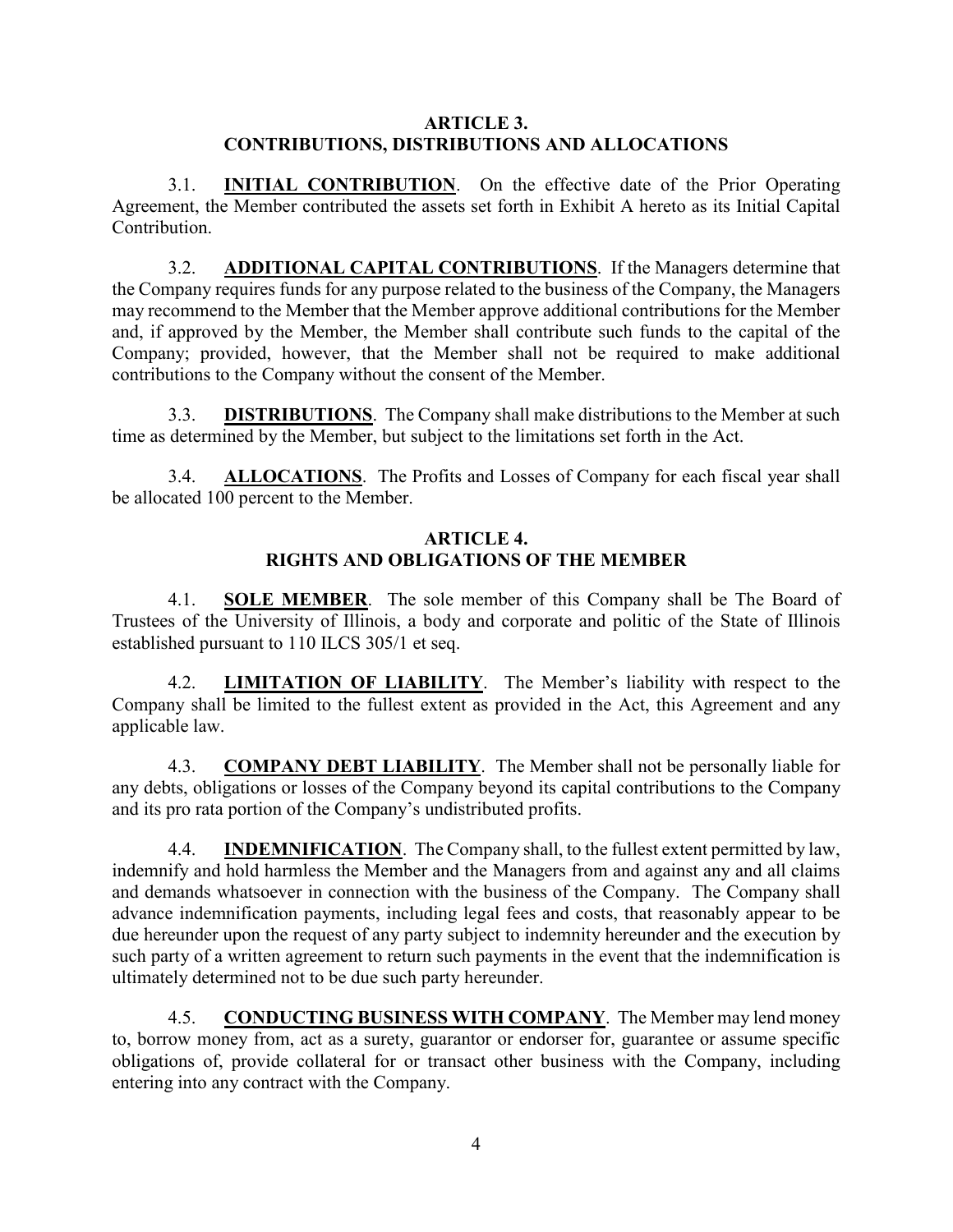## ARTICLE 3.
## CONTRIBUTIONS, DISTRIBUTIONS AND ALLOCATIONS

3.1. **INITIAL CONTRIBUTION**. On the effective date of the Prior Operating Agreement, the Member contributed the assets set forth in Exhibit A hereto as its Initial Capital Contribution.

3.2. **ADDITIONAL CAPITAL CONTRIBUTIONS**. If the Managers determine that the Company requires funds for any purpose related to the business of the Company, the Managers may recommend to the Member that the Member approve additional contributions for the Member and, if approved by the Member, the Member shall contribute such funds to the capital of the Company; provided, however, that the Member shall not be required to make additional contributions to the Company without the consent of the Member.

3.3. **DISTRIBUTIONS**. The Company shall make distributions to the Member at such time as determined by the Member, but subject to the limitations set forth in the Act.

3.4. **ALLOCATIONS**. The Profits and Losses of Company for each fiscal year shall be allocated 100 percent to the Member.

## ARTICLE 4.
## RIGHTS AND OBLIGATIONS OF THE MEMBER

4.1. **SOLE MEMBER**. The sole member of this Company shall be The Board of Trustees of the University of Illinois, a body and corporate and politic of the State of Illinois established pursuant to 110 ILCS 305/1 et seq.

4.2. **LIMITATION OF LIABILITY**. The Member's liability with respect to the Company shall be limited to the fullest extent as provided in the Act, this Agreement and any applicable law.

4.3. **COMPANY DEBT LIABILITY**. The Member shall not be personally liable for any debts, obligations or losses of the Company beyond its capital contributions to the Company and its pro rata portion of the Company's undistributed profits.

4.4. **INDEMNIFICATION**. The Company shall, to the fullest extent permitted by law, indemnify and hold harmless the Member and the Managers from and against any and all claims and demands whatsoever in connection with the business of the Company. The Company shall advance indemnification payments, including legal fees and costs, that reasonably appear to be due hereunder upon the request of any party subject to indemnity hereunder and the execution by such party of a written agreement to return such payments in the event that the indemnification is ultimately determined not to be due such party hereunder.

4.5. **CONDUCTING BUSINESS WITH COMPANY**. The Member may lend money to, borrow money from, act as a surety, guarantor or endorser for, guarantee or assume specific obligations of, provide collateral for or transact other business with the Company, including entering into any contract with the Company.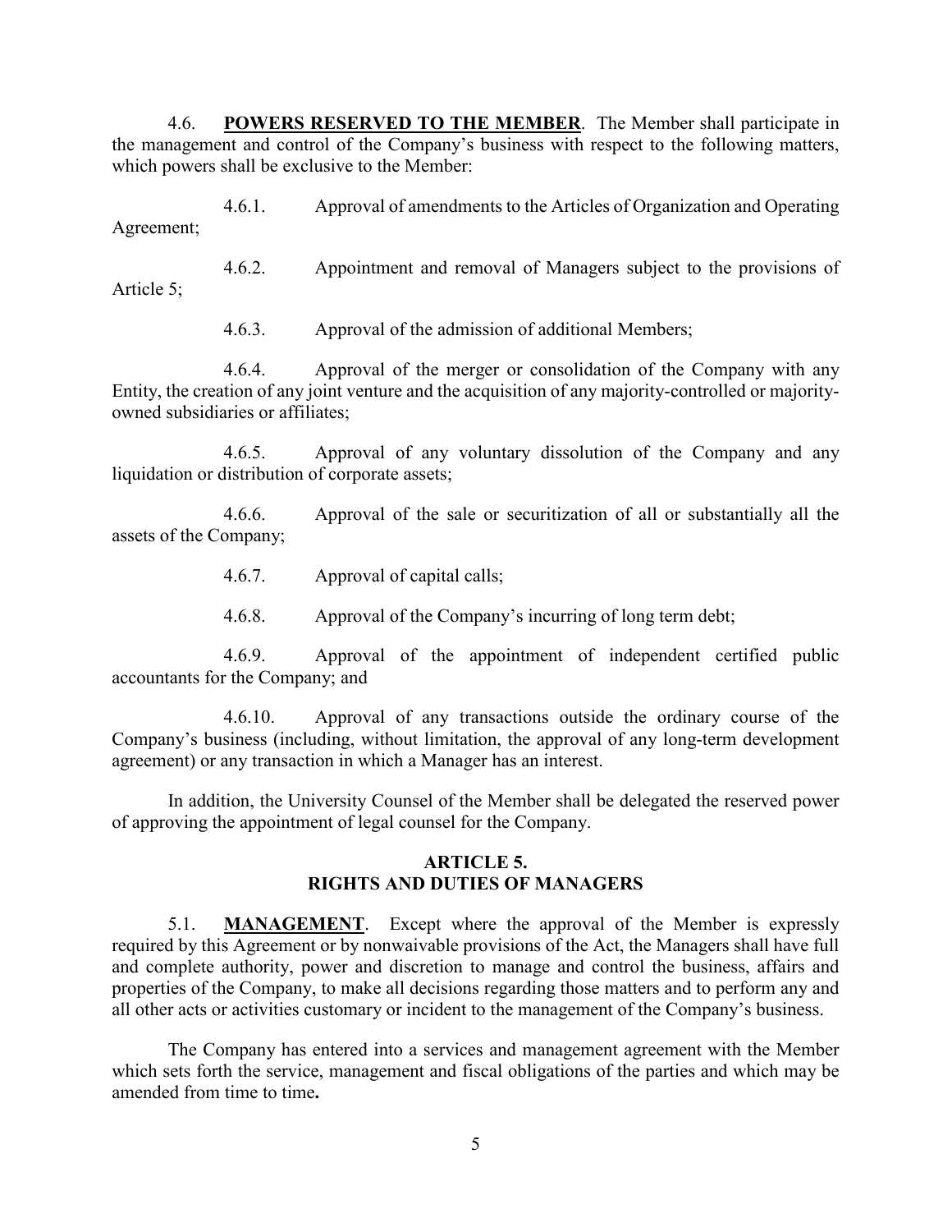4.6. **POWERS RESERVED TO THE MEMBER**. The Member shall participate in the management and control of the Company's business with respect to the following matters, which powers shall be exclusive to the Member:

4.6.1. Approval of amendments to the Articles of Organization and Operating Agreement;

4.6.2. Appointment and removal of Managers subject to the provisions of Article 5;

4.6.3. Approval of the admission of additional Members;

4.6.4. Approval of the merger or consolidation of the Company with any Entity, the creation of any joint venture and the acquisition of any majority-controlled or majority-owned subsidiaries or affiliates;

4.6.5. Approval of any voluntary dissolution of the Company and any liquidation or distribution of corporate assets;

4.6.6. Approval of the sale or securitization of all or substantially all the assets of the Company;

4.6.7. Approval of capital calls;

4.6.8. Approval of the Company's incurring of long term debt;

4.6.9. Approval of the appointment of independent certified public accountants for the Company; and

4.6.10. Approval of any transactions outside the ordinary course of the Company's business (including, without limitation, the approval of any long-term development agreement) or any transaction in which a Manager has an interest.

In addition, the University Counsel of the Member shall be delegated the reserved power of approving the appointment of legal counsel for the Company.

## ARTICLE 5.
## RIGHTS AND DUTIES OF MANAGERS

5.1. **MANAGEMENT**. Except where the approval of the Member is expressly required by this Agreement or by nonwaivable provisions of the Act, the Managers shall have full and complete authority, power and discretion to manage and control the business, affairs and properties of the Company, to make all decisions regarding those matters and to perform any and all other acts or activities customary or incident to the management of the Company's business.

The Company has entered into a services and management agreement with the Member which sets forth the service, management and fiscal obligations of the parties and which may be amended from time to time**.**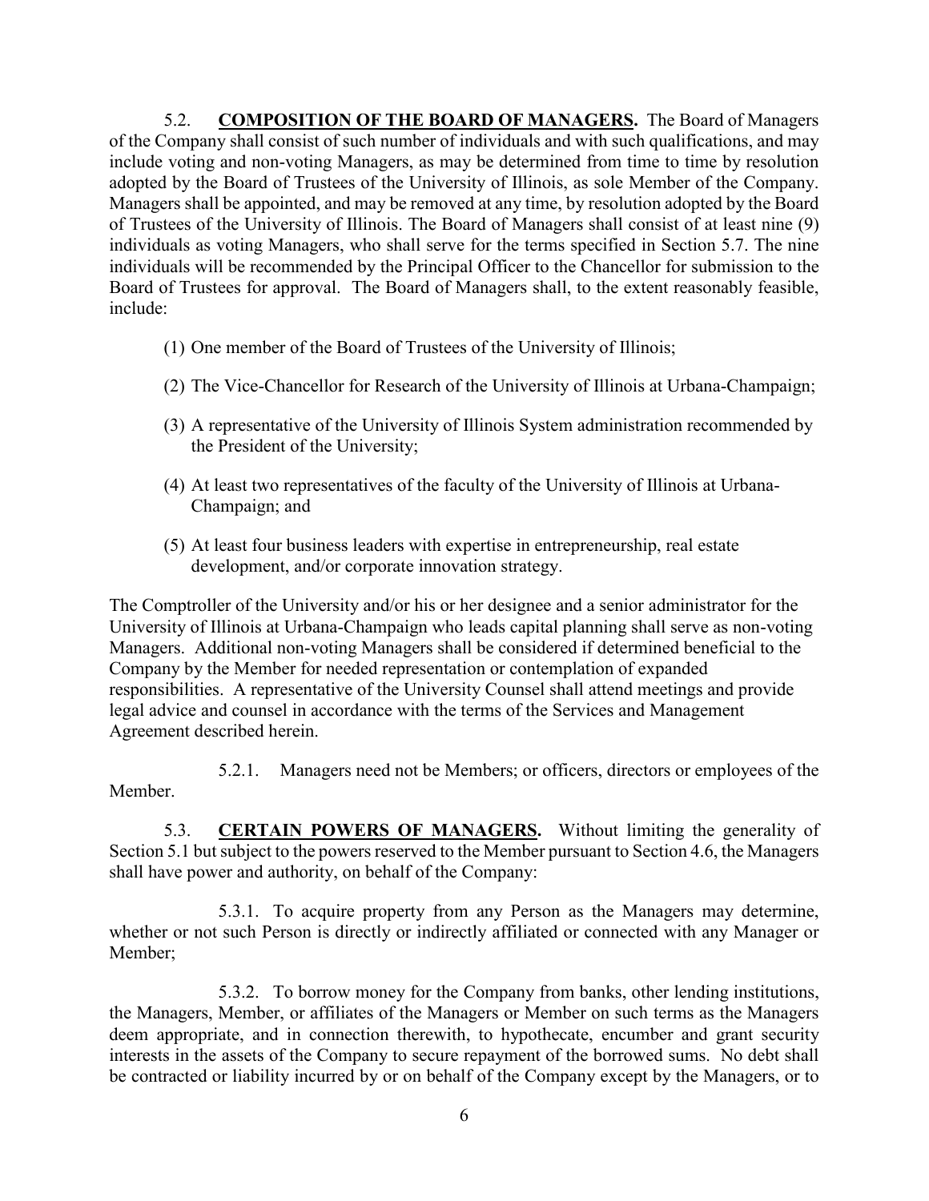5.2. **COMPOSITION OF THE BOARD OF MANAGERS.** The Board of Managers of the Company shall consist of such number of individuals and with such qualifications, and may include voting and non-voting Managers, as may be determined from time to time by resolution adopted by the Board of Trustees of the University of Illinois, as sole Member of the Company. Managers shall be appointed, and may be removed at any time, by resolution adopted by the Board of Trustees of the University of Illinois. The Board of Managers shall consist of at least nine (9) individuals as voting Managers, who shall serve for the terms specified in Section 5.7. The nine individuals will be recommended by the Principal Officer to the Chancellor for submission to the Board of Trustees for approval. The Board of Managers shall, to the extent reasonably feasible, include:

(1) One member of the Board of Trustees of the University of Illinois;

(2) The Vice-Chancellor for Research of the University of Illinois at Urbana-Champaign;

(3) A representative of the University of Illinois System administration recommended by the President of the University;

(4) At least two representatives of the faculty of the University of Illinois at Urbana-Champaign; and

(5) At least four business leaders with expertise in entrepreneurship, real estate development, and/or corporate innovation strategy.

The Comptroller of the University and/or his or her designee and a senior administrator for the University of Illinois at Urbana-Champaign who leads capital planning shall serve as non-voting Managers. Additional non-voting Managers shall be considered if determined beneficial to the Company by the Member for needed representation or contemplation of expanded responsibilities. A representative of the University Counsel shall attend meetings and provide legal advice and counsel in accordance with the terms of the Services and Management Agreement described herein.

5.2.1. Managers need not be Members; or officers, directors or employees of the Member.

5.3. **CERTAIN POWERS OF MANAGERS.** Without limiting the generality of Section 5.1 but subject to the powers reserved to the Member pursuant to Section 4.6, the Managers shall have power and authority, on behalf of the Company:

5.3.1. To acquire property from any Person as the Managers may determine, whether or not such Person is directly or indirectly affiliated or connected with any Manager or Member;

5.3.2. To borrow money for the Company from banks, other lending institutions, the Managers, Member, or affiliates of the Managers or Member on such terms as the Managers deem appropriate, and in connection therewith, to hypothecate, encumber and grant security interests in the assets of the Company to secure repayment of the borrowed sums. No debt shall be contracted or liability incurred by or on behalf of the Company except by the Managers, or to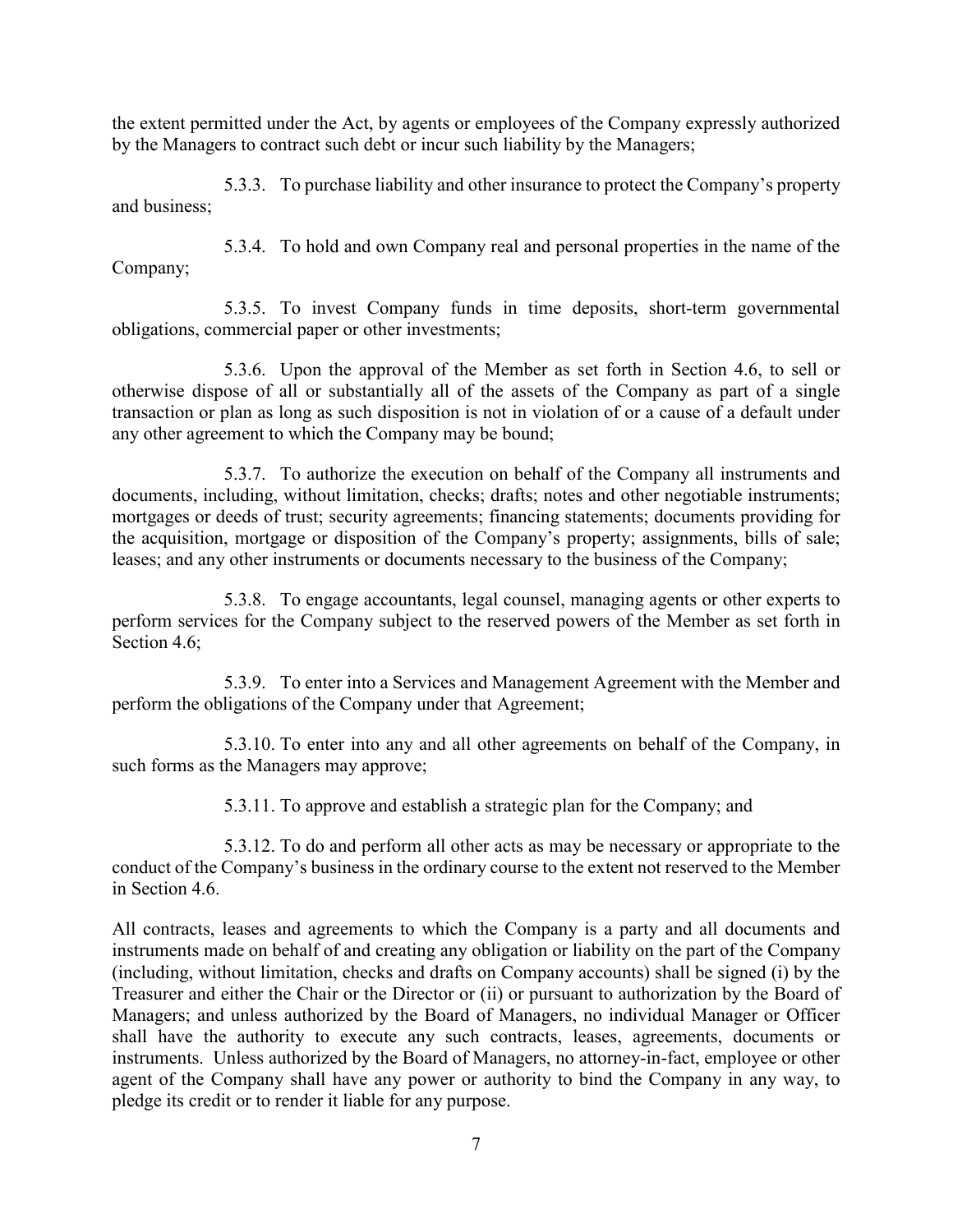the extent permitted under the Act, by agents or employees of the Company expressly authorized by the Managers to contract such debt or incur such liability by the Managers;

5.3.3. To purchase liability and other insurance to protect the Company's property and business;

5.3.4. To hold and own Company real and personal properties in the name of the Company;

5.3.5. To invest Company funds in time deposits, short-term governmental obligations, commercial paper or other investments;

5.3.6. Upon the approval of the Member as set forth in Section 4.6, to sell or otherwise dispose of all or substantially all of the assets of the Company as part of a single transaction or plan as long as such disposition is not in violation of or a cause of a default under any other agreement to which the Company may be bound;

5.3.7. To authorize the execution on behalf of the Company all instruments and documents, including, without limitation, checks; drafts; notes and other negotiable instruments; mortgages or deeds of trust; security agreements; financing statements; documents providing for the acquisition, mortgage or disposition of the Company's property; assignments, bills of sale; leases; and any other instruments or documents necessary to the business of the Company;

5.3.8. To engage accountants, legal counsel, managing agents or other experts to perform services for the Company subject to the reserved powers of the Member as set forth in Section 4.6;

5.3.9. To enter into a Services and Management Agreement with the Member and perform the obligations of the Company under that Agreement;

5.3.10. To enter into any and all other agreements on behalf of the Company, in such forms as the Managers may approve;

5.3.11. To approve and establish a strategic plan for the Company; and

5.3.12. To do and perform all other acts as may be necessary or appropriate to the conduct of the Company's business in the ordinary course to the extent not reserved to the Member in Section 4.6.

All contracts, leases and agreements to which the Company is a party and all documents and instruments made on behalf of and creating any obligation or liability on the part of the Company (including, without limitation, checks and drafts on Company accounts) shall be signed (i) by the Treasurer and either the Chair or the Director or (ii) or pursuant to authorization by the Board of Managers; and unless authorized by the Board of Managers, no individual Manager or Officer shall have the authority to execute any such contracts, leases, agreements, documents or instruments. Unless authorized by the Board of Managers, no attorney-in-fact, employee or other agent of the Company shall have any power or authority to bind the Company in any way, to pledge its credit or to render it liable for any purpose.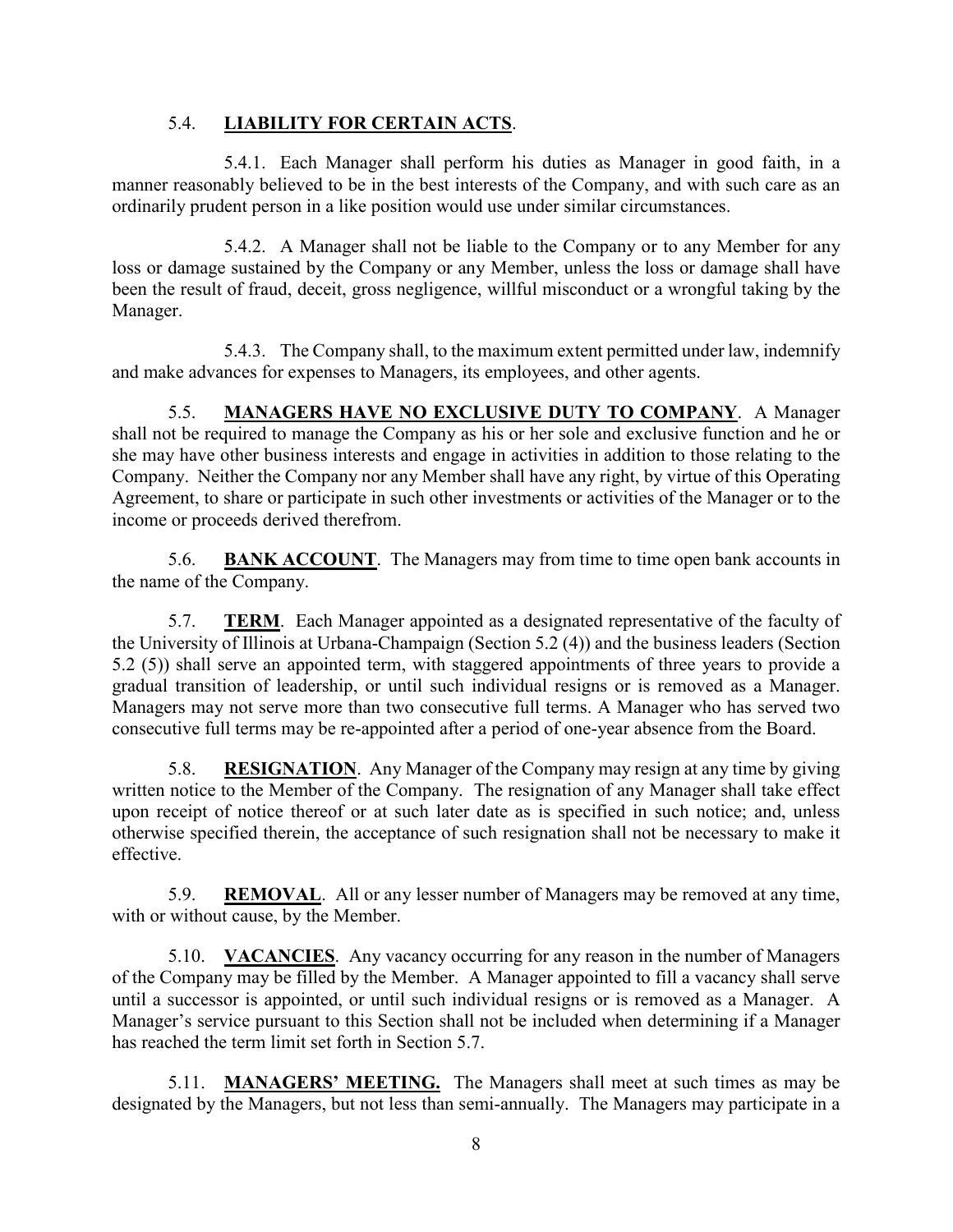5.4. **LIABILITY FOR CERTAIN ACTS**.

5.4.1. Each Manager shall perform his duties as Manager in good faith, in a manner reasonably believed to be in the best interests of the Company, and with such care as an ordinarily prudent person in a like position would use under similar circumstances.

5.4.2. A Manager shall not be liable to the Company or to any Member for any loss or damage sustained by the Company or any Member, unless the loss or damage shall have been the result of fraud, deceit, gross negligence, willful misconduct or a wrongful taking by the Manager.

5.4.3. The Company shall, to the maximum extent permitted under law, indemnify and make advances for expenses to Managers, its employees, and other agents.

5.5. **MANAGERS HAVE NO EXCLUSIVE DUTY TO COMPANY**. A Manager shall not be required to manage the Company as his or her sole and exclusive function and he or she may have other business interests and engage in activities in addition to those relating to the Company. Neither the Company nor any Member shall have any right, by virtue of this Operating Agreement, to share or participate in such other investments or activities of the Manager or to the income or proceeds derived therefrom.

5.6. **BANK ACCOUNT**. The Managers may from time to time open bank accounts in the name of the Company.

5.7. **TERM**. Each Manager appointed as a designated representative of the faculty of the University of Illinois at Urbana-Champaign (Section 5.2 (4)) and the business leaders (Section 5.2 (5)) shall serve an appointed term, with staggered appointments of three years to provide a gradual transition of leadership, or until such individual resigns or is removed as a Manager. Managers may not serve more than two consecutive full terms. A Manager who has served two consecutive full terms may be re-appointed after a period of one-year absence from the Board.

5.8. **RESIGNATION**. Any Manager of the Company may resign at any time by giving written notice to the Member of the Company. The resignation of any Manager shall take effect upon receipt of notice thereof or at such later date as is specified in such notice; and, unless otherwise specified therein, the acceptance of such resignation shall not be necessary to make it effective.

5.9. **REMOVAL**. All or any lesser number of Managers may be removed at any time, with or without cause, by the Member.

5.10. **VACANCIES**. Any vacancy occurring for any reason in the number of Managers of the Company may be filled by the Member. A Manager appointed to fill a vacancy shall serve until a successor is appointed, or until such individual resigns or is removed as a Manager. A Manager's service pursuant to this Section shall not be included when determining if a Manager has reached the term limit set forth in Section 5.7.

5.11. **MANAGERS' MEETING.** The Managers shall meet at such times as may be designated by the Managers, but not less than semi-annually. The Managers may participate in a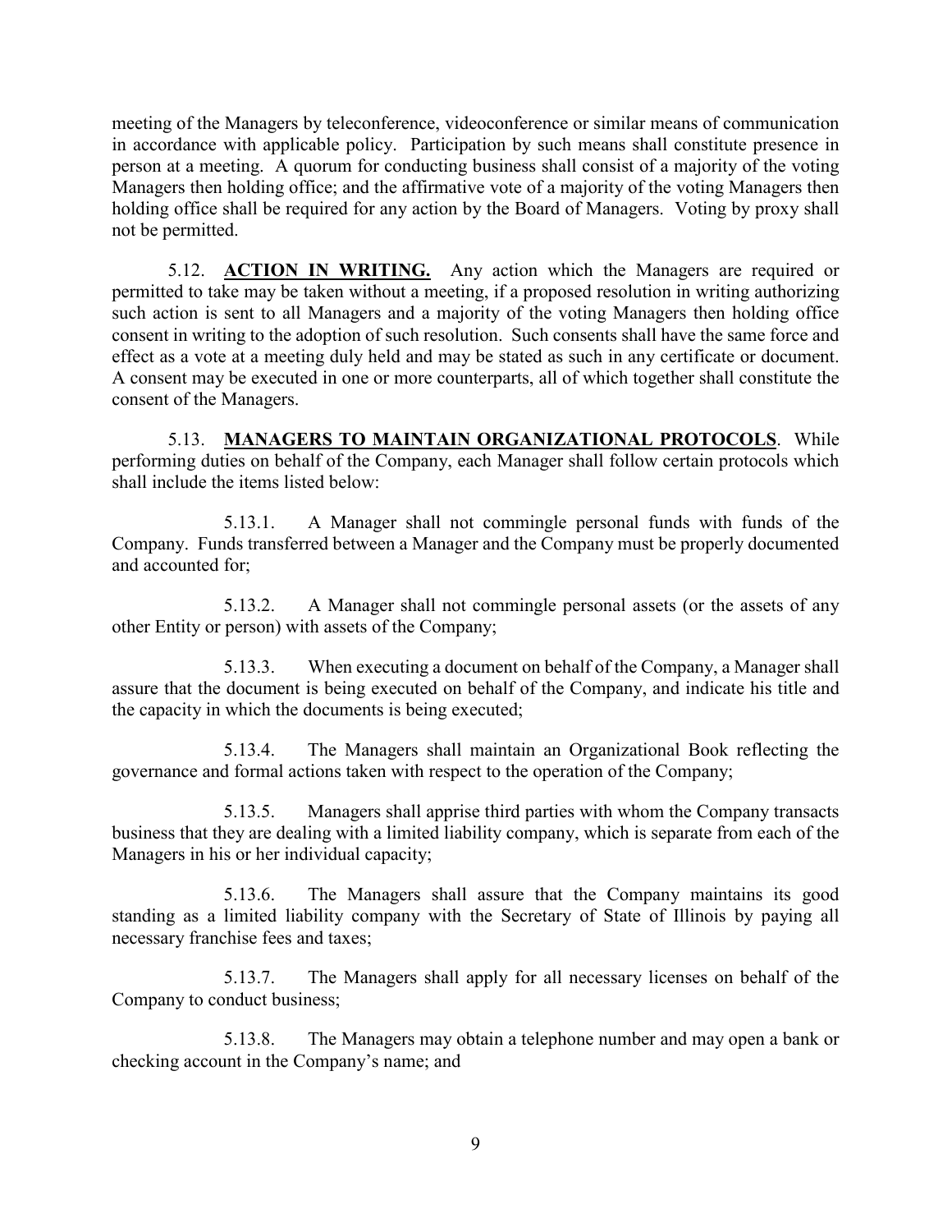meeting of the Managers by teleconference, videoconference or similar means of communication in accordance with applicable policy. Participation by such means shall constitute presence in person at a meeting. A quorum for conducting business shall consist of a majority of the voting Managers then holding office; and the affirmative vote of a majority of the voting Managers then holding office shall be required for any action by the Board of Managers. Voting by proxy shall not be permitted.

5.12. **ACTION IN WRITING.** Any action which the Managers are required or permitted to take may be taken without a meeting, if a proposed resolution in writing authorizing such action is sent to all Managers and a majority of the voting Managers then holding office consent in writing to the adoption of such resolution. Such consents shall have the same force and effect as a vote at a meeting duly held and may be stated as such in any certificate or document. A consent may be executed in one or more counterparts, all of which together shall constitute the consent of the Managers.

5.13. **MANAGERS TO MAINTAIN ORGANIZATIONAL PROTOCOLS**. While performing duties on behalf of the Company, each Manager shall follow certain protocols which shall include the items listed below:

5.13.1. A Manager shall not commingle personal funds with funds of the Company. Funds transferred between a Manager and the Company must be properly documented and accounted for;

5.13.2. A Manager shall not commingle personal assets (or the assets of any other Entity or person) with assets of the Company;

5.13.3. When executing a document on behalf of the Company, a Manager shall assure that the document is being executed on behalf of the Company, and indicate his title and the capacity in which the documents is being executed;

5.13.4. The Managers shall maintain an Organizational Book reflecting the governance and formal actions taken with respect to the operation of the Company;

5.13.5. Managers shall apprise third parties with whom the Company transacts business that they are dealing with a limited liability company, which is separate from each of the Managers in his or her individual capacity;

5.13.6. The Managers shall assure that the Company maintains its good standing as a limited liability company with the Secretary of State of Illinois by paying all necessary franchise fees and taxes;

5.13.7. The Managers shall apply for all necessary licenses on behalf of the Company to conduct business;

5.13.8. The Managers may obtain a telephone number and may open a bank or checking account in the Company's name; and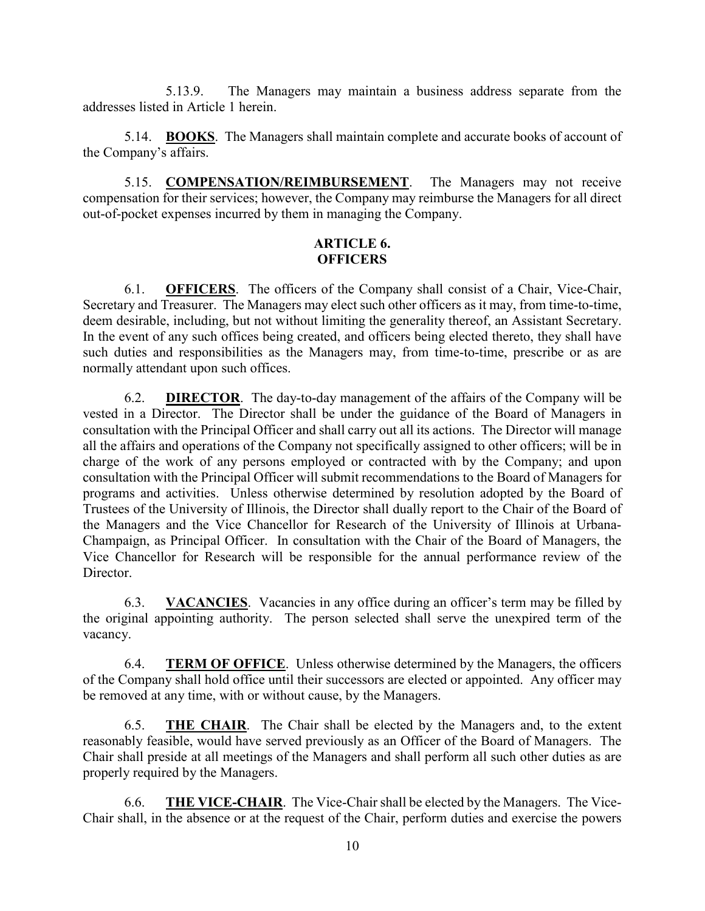5.13.9. The Managers may maintain a business address separate from the addresses listed in Article 1 herein.

5.14. **BOOKS**. The Managers shall maintain complete and accurate books of account of the Company's affairs.

5.15. **COMPENSATION/REIMBURSEMENT**. The Managers may not receive compensation for their services; however, the Company may reimburse the Managers for all direct out-of-pocket expenses incurred by them in managing the Company.

## ARTICLE 6. OFFICERS

6.1. **OFFICERS**. The officers of the Company shall consist of a Chair, Vice-Chair, Secretary and Treasurer. The Managers may elect such other officers as it may, from time-to-time, deem desirable, including, but not without limiting the generality thereof, an Assistant Secretary. In the event of any such offices being created, and officers being elected thereto, they shall have such duties and responsibilities as the Managers may, from time-to-time, prescribe or as are normally attendant upon such offices.

6.2. **DIRECTOR**. The day-to-day management of the affairs of the Company will be vested in a Director. The Director shall be under the guidance of the Board of Managers in consultation with the Principal Officer and shall carry out all its actions. The Director will manage all the affairs and operations of the Company not specifically assigned to other officers; will be in charge of the work of any persons employed or contracted with by the Company; and upon consultation with the Principal Officer will submit recommendations to the Board of Managers for programs and activities. Unless otherwise determined by resolution adopted by the Board of Trustees of the University of Illinois, the Director shall dually report to the Chair of the Board of the Managers and the Vice Chancellor for Research of the University of Illinois at Urbana-Champaign, as Principal Officer. In consultation with the Chair of the Board of Managers, the Vice Chancellor for Research will be responsible for the annual performance review of the Director.

6.3. **VACANCIES**. Vacancies in any office during an officer's term may be filled by the original appointing authority. The person selected shall serve the unexpired term of the vacancy.

6.4. **TERM OF OFFICE**. Unless otherwise determined by the Managers, the officers of the Company shall hold office until their successors are elected or appointed. Any officer may be removed at any time, with or without cause, by the Managers.

6.5. **THE CHAIR**. The Chair shall be elected by the Managers and, to the extent reasonably feasible, would have served previously as an Officer of the Board of Managers. The Chair shall preside at all meetings of the Managers and shall perform all such other duties as are properly required by the Managers.

6.6. **THE VICE-CHAIR**. The Vice-Chair shall be elected by the Managers. The Vice-Chair shall, in the absence or at the request of the Chair, perform duties and exercise the powers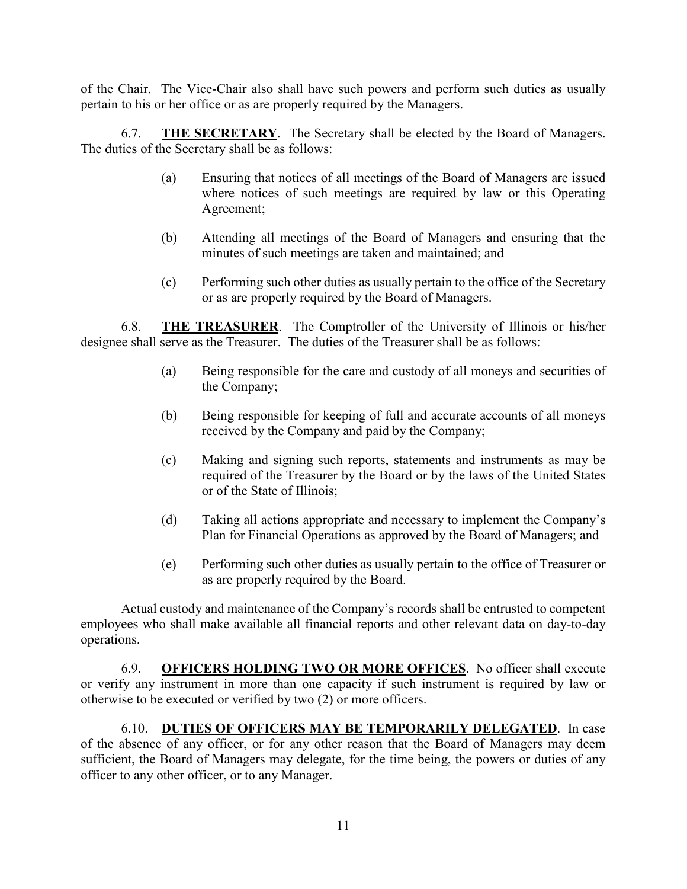of the Chair. The Vice-Chair also shall have such powers and perform such duties as usually pertain to his or her office or as are properly required by the Managers.

6.7. **THE SECRETARY**. The Secretary shall be elected by the Board of Managers. The duties of the Secretary shall be as follows:

(a) Ensuring that notices of all meetings of the Board of Managers are issued where notices of such meetings are required by law or this Operating Agreement;

(b) Attending all meetings of the Board of Managers and ensuring that the minutes of such meetings are taken and maintained; and

(c) Performing such other duties as usually pertain to the office of the Secretary or as are properly required by the Board of Managers.

6.8. **THE TREASURER**. The Comptroller of the University of Illinois or his/her designee shall serve as the Treasurer. The duties of the Treasurer shall be as follows:

(a) Being responsible for the care and custody of all moneys and securities of the Company;

(b) Being responsible for keeping of full and accurate accounts of all moneys received by the Company and paid by the Company;

(c) Making and signing such reports, statements and instruments as may be required of the Treasurer by the Board or by the laws of the United States or of the State of Illinois;

(d) Taking all actions appropriate and necessary to implement the Company's Plan for Financial Operations as approved by the Board of Managers; and

(e) Performing such other duties as usually pertain to the office of Treasurer or as are properly required by the Board.

Actual custody and maintenance of the Company's records shall be entrusted to competent employees who shall make available all financial reports and other relevant data on day-to-day operations.

6.9. **OFFICERS HOLDING TWO OR MORE OFFICES**. No officer shall execute or verify any instrument in more than one capacity if such instrument is required by law or otherwise to be executed or verified by two (2) or more officers.

6.10. **DUTIES OF OFFICERS MAY BE TEMPORARILY DELEGATED**. In case of the absence of any officer, or for any other reason that the Board of Managers may deem sufficient, the Board of Managers may delegate, for the time being, the powers or duties of any officer to any other officer, or to any Manager.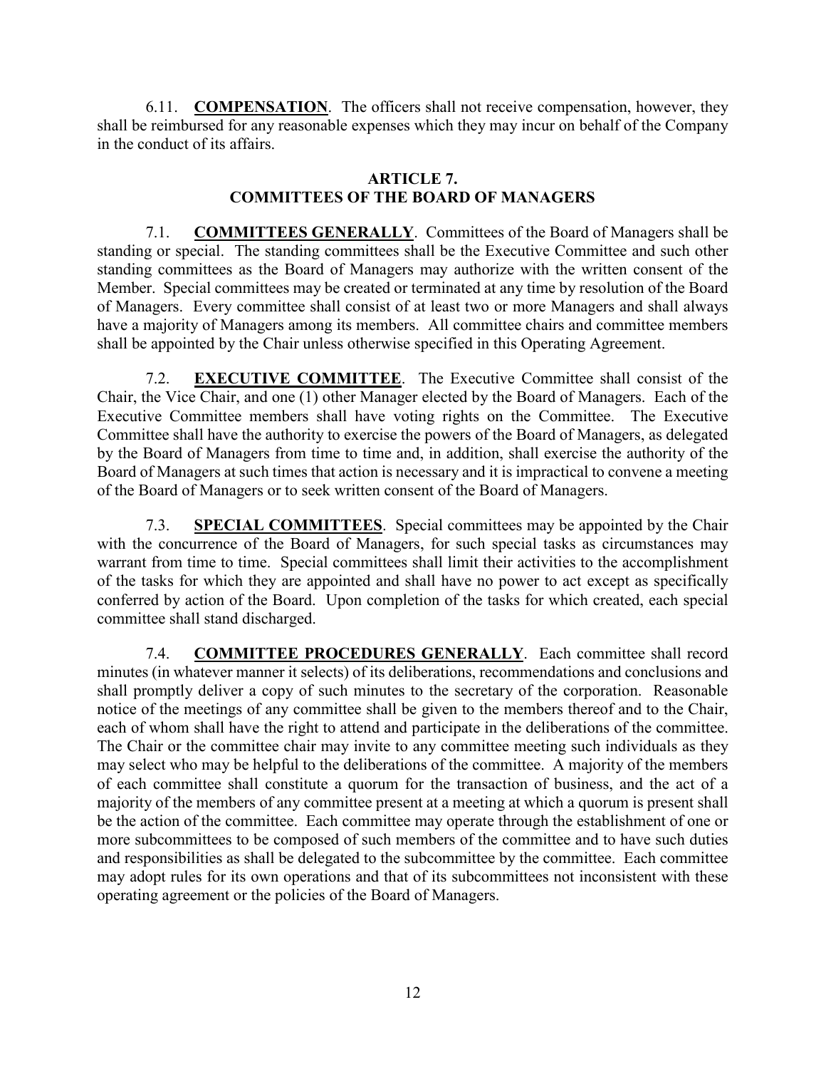6.11. **COMPENSATION**. The officers shall not receive compensation, however, they shall be reimbursed for any reasonable expenses which they may incur on behalf of the Company in the conduct of its affairs.

## ARTICLE 7.
## COMMITTEES OF THE BOARD OF MANAGERS

7.1. **COMMITTEES GENERALLY**. Committees of the Board of Managers shall be standing or special. The standing committees shall be the Executive Committee and such other standing committees as the Board of Managers may authorize with the written consent of the Member. Special committees may be created or terminated at any time by resolution of the Board of Managers. Every committee shall consist of at least two or more Managers and shall always have a majority of Managers among its members. All committee chairs and committee members shall be appointed by the Chair unless otherwise specified in this Operating Agreement.

7.2. **EXECUTIVE COMMITTEE**. The Executive Committee shall consist of the Chair, the Vice Chair, and one (1) other Manager elected by the Board of Managers. Each of the Executive Committee members shall have voting rights on the Committee. The Executive Committee shall have the authority to exercise the powers of the Board of Managers, as delegated by the Board of Managers from time to time and, in addition, shall exercise the authority of the Board of Managers at such times that action is necessary and it is impractical to convene a meeting of the Board of Managers or to seek written consent of the Board of Managers.

7.3. **SPECIAL COMMITTEES**. Special committees may be appointed by the Chair with the concurrence of the Board of Managers, for such special tasks as circumstances may warrant from time to time. Special committees shall limit their activities to the accomplishment of the tasks for which they are appointed and shall have no power to act except as specifically conferred by action of the Board. Upon completion of the tasks for which created, each special committee shall stand discharged.

7.4. **COMMITTEE PROCEDURES GENERALLY**. Each committee shall record minutes (in whatever manner it selects) of its deliberations, recommendations and conclusions and shall promptly deliver a copy of such minutes to the secretary of the corporation. Reasonable notice of the meetings of any committee shall be given to the members thereof and to the Chair, each of whom shall have the right to attend and participate in the deliberations of the committee. The Chair or the committee chair may invite to any committee meeting such individuals as they may select who may be helpful to the deliberations of the committee. A majority of the members of each committee shall constitute a quorum for the transaction of business, and the act of a majority of the members of any committee present at a meeting at which a quorum is present shall be the action of the committee. Each committee may operate through the establishment of one or more subcommittees to be composed of such members of the committee and to have such duties and responsibilities as shall be delegated to the subcommittee by the committee. Each committee may adopt rules for its own operations and that of its subcommittees not inconsistent with these operating agreement or the policies of the Board of Managers.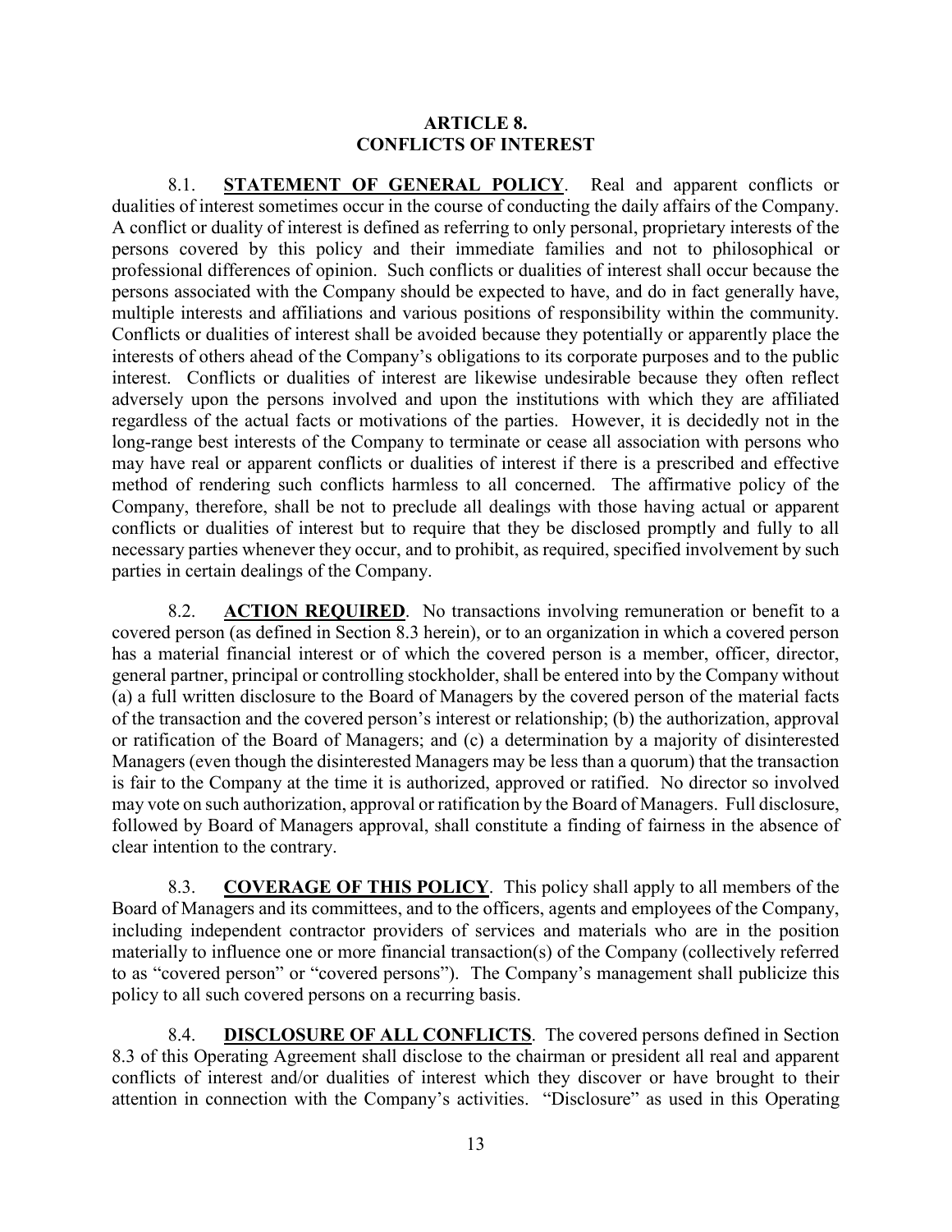## ARTICLE 8.
## CONFLICTS OF INTEREST

8.1. **STATEMENT OF GENERAL POLICY**. Real and apparent conflicts or dualities of interest sometimes occur in the course of conducting the daily affairs of the Company. A conflict or duality of interest is defined as referring to only personal, proprietary interests of the persons covered by this policy and their immediate families and not to philosophical or professional differences of opinion. Such conflicts or dualities of interest shall occur because the persons associated with the Company should be expected to have, and do in fact generally have, multiple interests and affiliations and various positions of responsibility within the community. Conflicts or dualities of interest shall be avoided because they potentially or apparently place the interests of others ahead of the Company's obligations to its corporate purposes and to the public interest. Conflicts or dualities of interest are likewise undesirable because they often reflect adversely upon the persons involved and upon the institutions with which they are affiliated regardless of the actual facts or motivations of the parties. However, it is decidedly not in the long-range best interests of the Company to terminate or cease all association with persons who may have real or apparent conflicts or dualities of interest if there is a prescribed and effective method of rendering such conflicts harmless to all concerned. The affirmative policy of the Company, therefore, shall be not to preclude all dealings with those having actual or apparent conflicts or dualities of interest but to require that they be disclosed promptly and fully to all necessary parties whenever they occur, and to prohibit, as required, specified involvement by such parties in certain dealings of the Company.

8.2. **ACTION REQUIRED**. No transactions involving remuneration or benefit to a covered person (as defined in Section 8.3 herein), or to an organization in which a covered person has a material financial interest or of which the covered person is a member, officer, director, general partner, principal or controlling stockholder, shall be entered into by the Company without (a) a full written disclosure to the Board of Managers by the covered person of the material facts of the transaction and the covered person's interest or relationship; (b) the authorization, approval or ratification of the Board of Managers; and (c) a determination by a majority of disinterested Managers (even though the disinterested Managers may be less than a quorum) that the transaction is fair to the Company at the time it is authorized, approved or ratified. No director so involved may vote on such authorization, approval or ratification by the Board of Managers. Full disclosure, followed by Board of Managers approval, shall constitute a finding of fairness in the absence of clear intention to the contrary.

8.3. **COVERAGE OF THIS POLICY**. This policy shall apply to all members of the Board of Managers and its committees, and to the officers, agents and employees of the Company, including independent contractor providers of services and materials who are in the position materially to influence one or more financial transaction(s) of the Company (collectively referred to as "covered person" or "covered persons"). The Company's management shall publicize this policy to all such covered persons on a recurring basis.

8.4. **DISCLOSURE OF ALL CONFLICTS**. The covered persons defined in Section 8.3 of this Operating Agreement shall disclose to the chairman or president all real and apparent conflicts of interest and/or dualities of interest which they discover or have brought to their attention in connection with the Company's activities. "Disclosure" as used in this Operating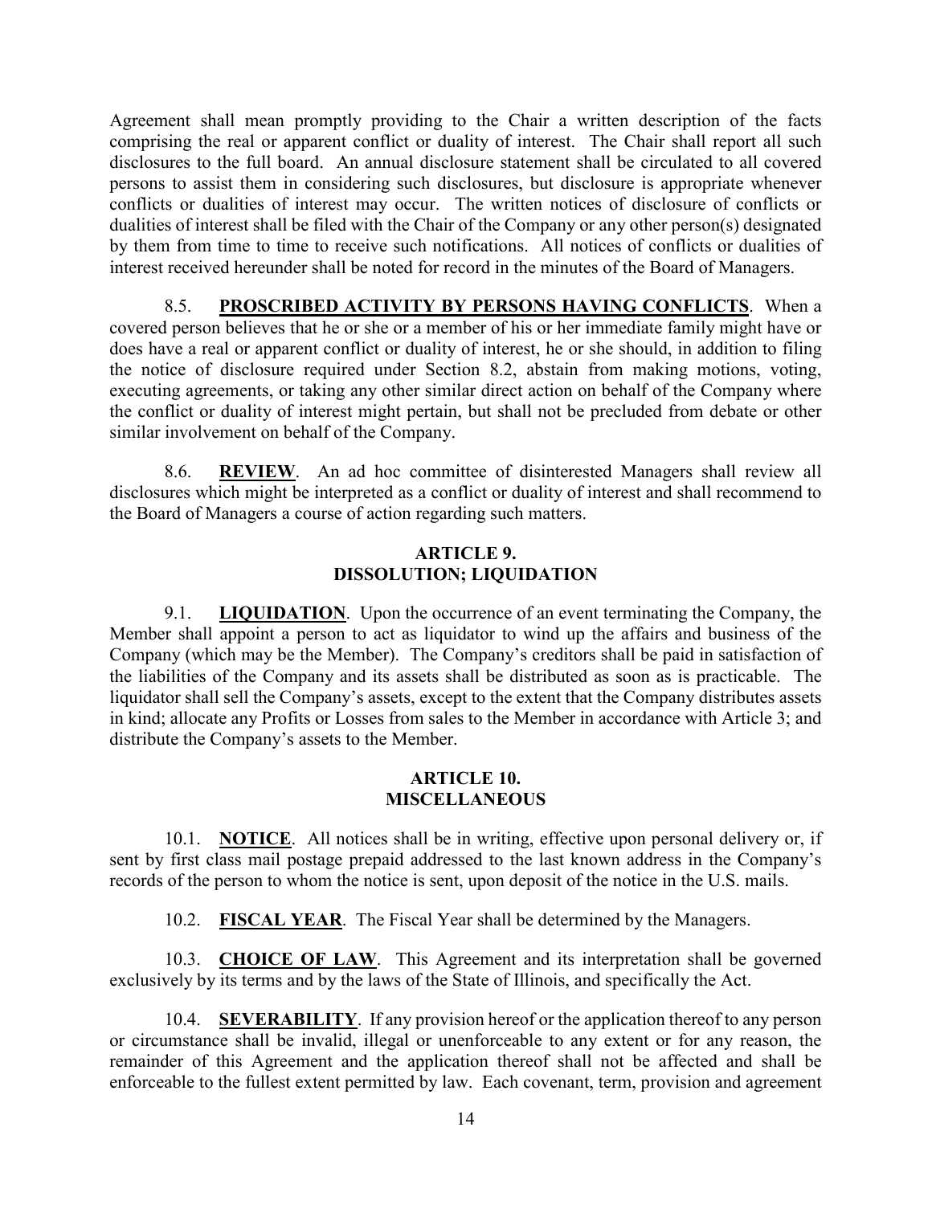Agreement shall mean promptly providing to the Chair a written description of the facts comprising the real or apparent conflict or duality of interest. The Chair shall report all such disclosures to the full board. An annual disclosure statement shall be circulated to all covered persons to assist them in considering such disclosures, but disclosure is appropriate whenever conflicts or dualities of interest may occur. The written notices of disclosure of conflicts or dualities of interest shall be filed with the Chair of the Company or any other person(s) designated by them from time to time to receive such notifications. All notices of conflicts or dualities of interest received hereunder shall be noted for record in the minutes of the Board of Managers.

8.5. **PROSCRIBED ACTIVITY BY PERSONS HAVING CONFLICTS**. When a covered person believes that he or she or a member of his or her immediate family might have or does have a real or apparent conflict or duality of interest, he or she should, in addition to filing the notice of disclosure required under Section 8.2, abstain from making motions, voting, executing agreements, or taking any other similar direct action on behalf of the Company where the conflict or duality of interest might pertain, but shall not be precluded from debate or other similar involvement on behalf of the Company.

8.6. **REVIEW**. An ad hoc committee of disinterested Managers shall review all disclosures which might be interpreted as a conflict or duality of interest and shall recommend to the Board of Managers a course of action regarding such matters.

## ARTICLE 9.
## DISSOLUTION; LIQUIDATION

9.1. **LIQUIDATION**. Upon the occurrence of an event terminating the Company, the Member shall appoint a person to act as liquidator to wind up the affairs and business of the Company (which may be the Member). The Company's creditors shall be paid in satisfaction of the liabilities of the Company and its assets shall be distributed as soon as is practicable. The liquidator shall sell the Company's assets, except to the extent that the Company distributes assets in kind; allocate any Profits or Losses from sales to the Member in accordance with Article 3; and distribute the Company's assets to the Member.

## ARTICLE 10.
## MISCELLANEOUS

10.1. **NOTICE**. All notices shall be in writing, effective upon personal delivery or, if sent by first class mail postage prepaid addressed to the last known address in the Company's records of the person to whom the notice is sent, upon deposit of the notice in the U.S. mails.

10.2. **FISCAL YEAR**. The Fiscal Year shall be determined by the Managers.

10.3. **CHOICE OF LAW**. This Agreement and its interpretation shall be governed exclusively by its terms and by the laws of the State of Illinois, and specifically the Act.

10.4. **SEVERABILITY**. If any provision hereof or the application thereof to any person or circumstance shall be invalid, illegal or unenforceable to any extent or for any reason, the remainder of this Agreement and the application thereof shall not be affected and shall be enforceable to the fullest extent permitted by law. Each covenant, term, provision and agreement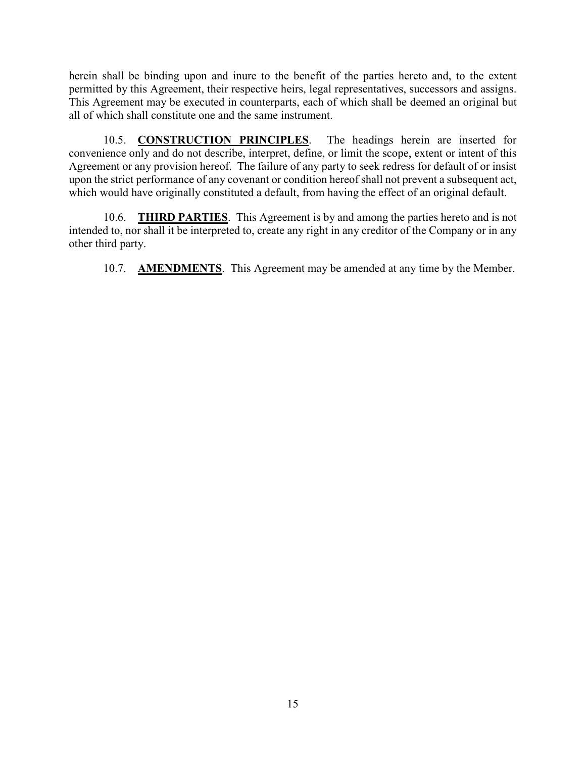herein shall be binding upon and inure to the benefit of the parties hereto and, to the extent permitted by this Agreement, their respective heirs, legal representatives, successors and assigns. This Agreement may be executed in counterparts, each of which shall be deemed an original but all of which shall constitute one and the same instrument.

10.5. **CONSTRUCTION PRINCIPLES**. The headings herein are inserted for convenience only and do not describe, interpret, define, or limit the scope, extent or intent of this Agreement or any provision hereof. The failure of any party to seek redress for default of or insist upon the strict performance of any covenant or condition hereof shall not prevent a subsequent act, which would have originally constituted a default, from having the effect of an original default.

10.6. **THIRD PARTIES**. This Agreement is by and among the parties hereto and is not intended to, nor shall it be interpreted to, create any right in any creditor of the Company or in any other third party.

10.7. **AMENDMENTS**. This Agreement may be amended at any time by the Member.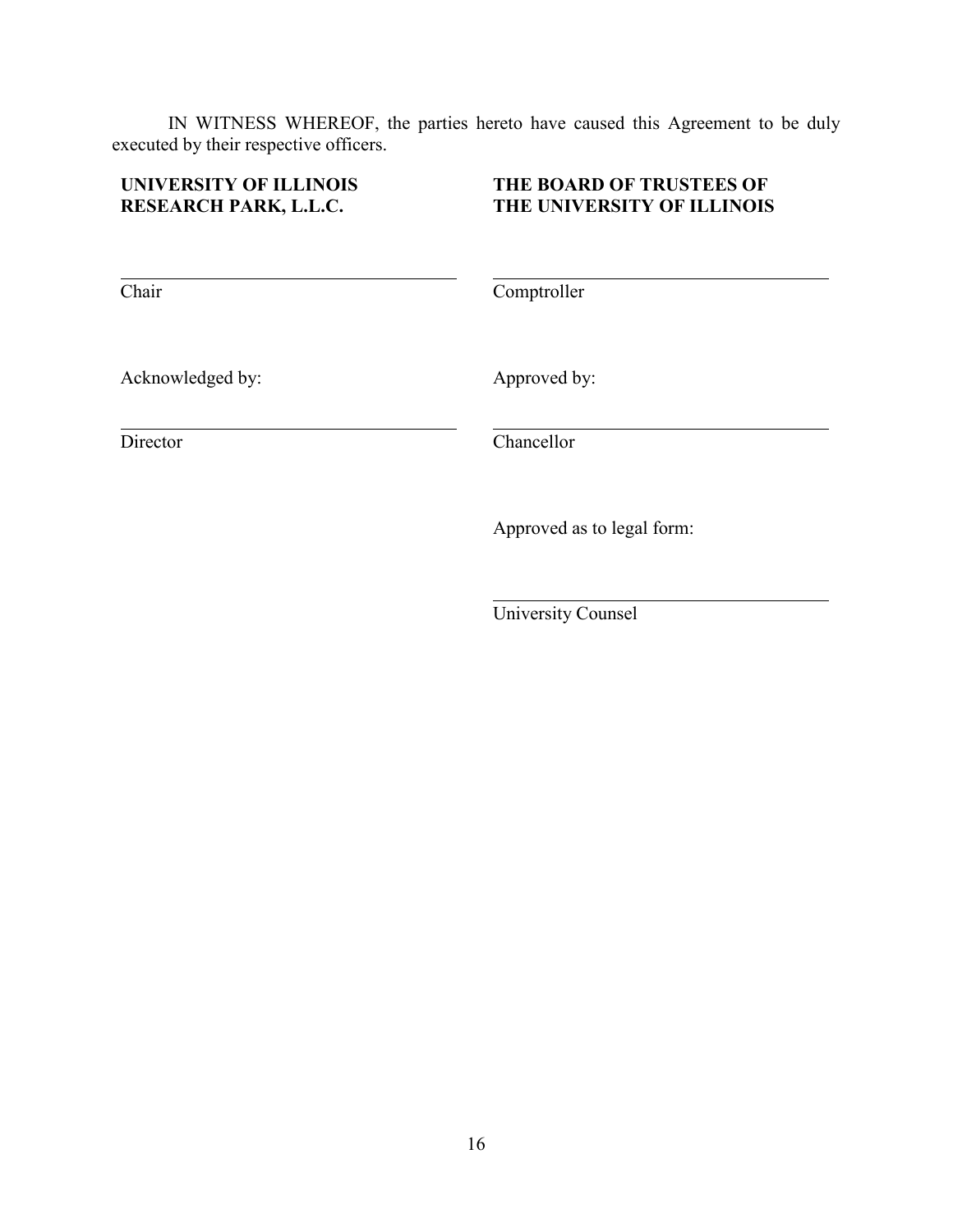IN WITNESS WHEREOF, the parties hereto have caused this Agreement to be duly executed by their respective officers.

| **UNIVERSITY OF ILLINOIS RESEARCH PARK, L.L.C.** | **THE BOARD OF TRUSTEES OF THE UNIVERSITY OF ILLINOIS** |
| --- | --- |
| ______________________________ | ______________________________ |
| Chair | Comptroller |
| Acknowledged by: | Approved by: |
| ______________________________ | ______________________________ |
| Director | Chancellor |
| | Approved as to legal form: |
| | ______________________________ |
| | University Counsel |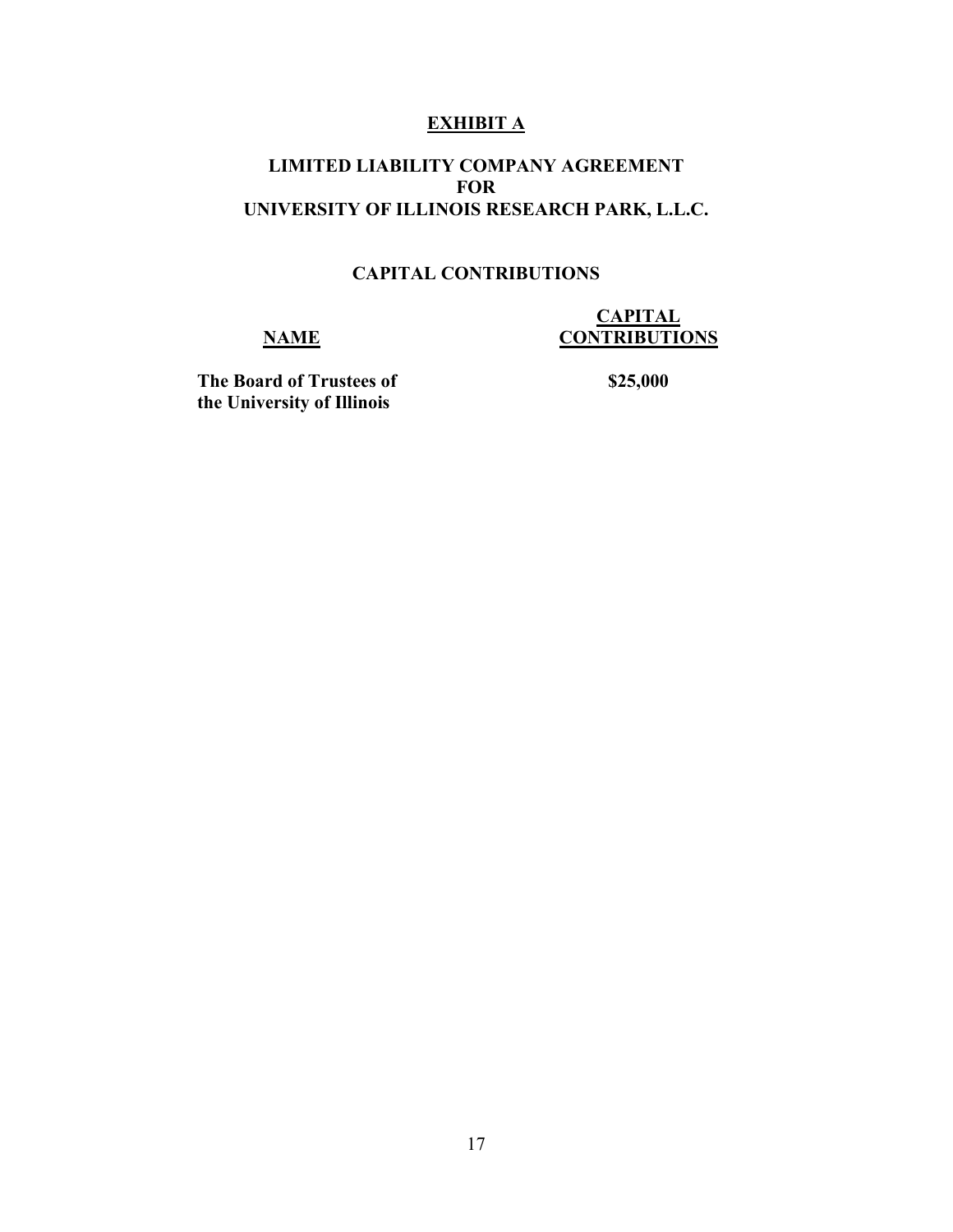## EXHIBIT A

## LIMITED LIABILITY COMPANY AGREEMENT
## FOR
## UNIVERSITY OF ILLINOIS RESEARCH PARK, L.L.C.

### CAPITAL CONTRIBUTIONS

| NAME | CAPITAL CONTRIBUTIONS |
|---|---|
| **The Board of Trustees of the University of Illinois** | **$25,000** |